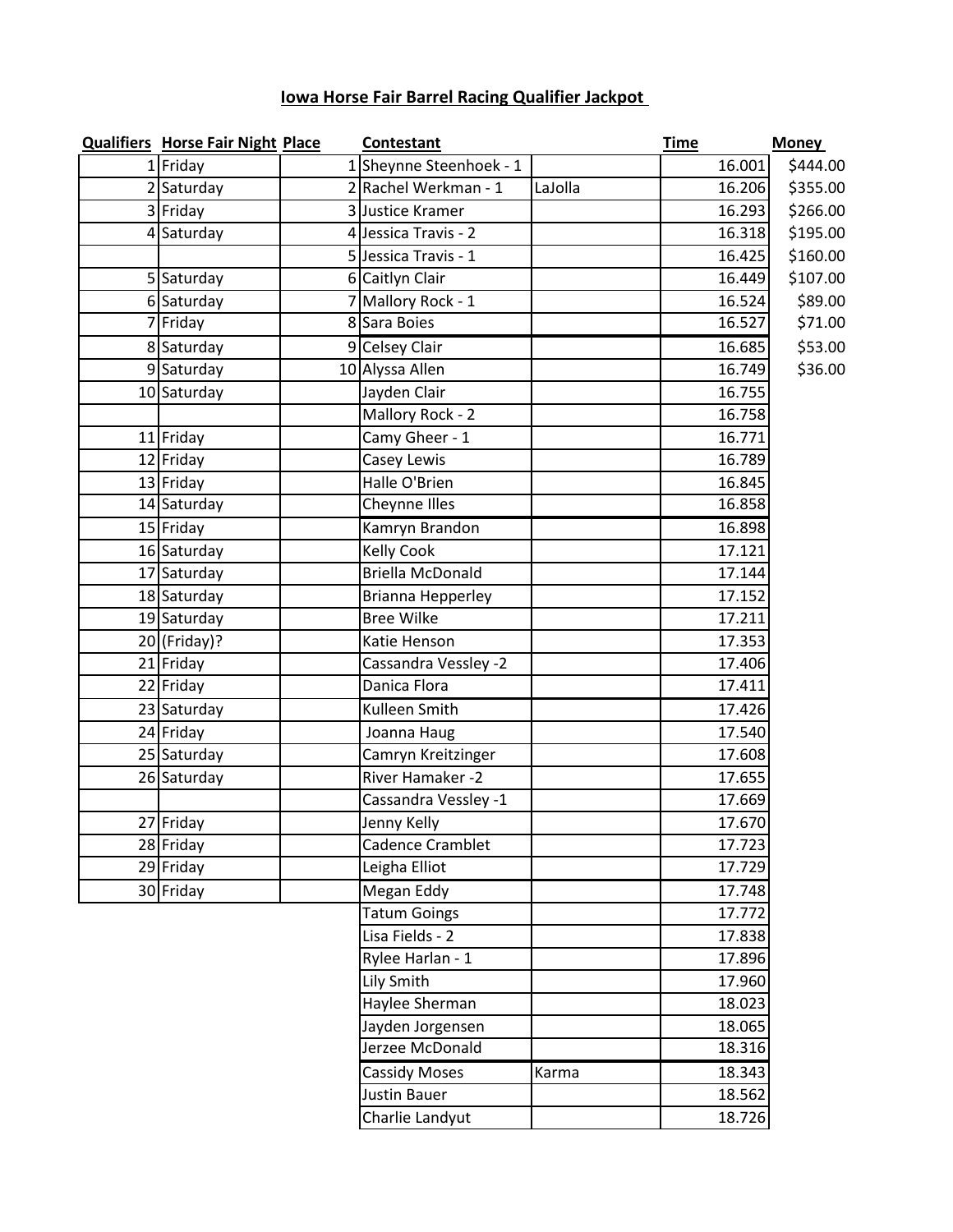# Iowa Horse Fair Barrel Racing Qualifier Jackpot

| Qualifiers | Horse Fair Night | Place | Contestant | | Time | Money |
|---|---|---|---|---|---|---|
| 1 | Friday | 1 | Sheynne Steenhoek - 1 | | 16.001 | $444.00 |
| 2 | Saturday | 2 | Rachel Werkman - 1 | LaJolla | 16.206 | $355.00 |
| 3 | Friday | 3 | Justice Kramer | | 16.293 | $266.00 |
| 4 | Saturday | 4 | Jessica Travis - 2 | | 16.318 | $195.00 |
| | | 5 | Jessica Travis - 1 | | 16.425 | $160.00 |
| 5 | Saturday | 6 | Caitlyn Clair | | 16.449 | $107.00 |
| 6 | Saturday | 7 | Mallory Rock - 1 | | 16.524 | $89.00 |
| 7 | Friday | 8 | Sara Boies | | 16.527 | $71.00 |
| 8 | Saturday | 9 | Celsey Clair | | 16.685 | $53.00 |
| 9 | Saturday | 10 | Alyssa Allen | | 16.749 | $36.00 |
| 10 | Saturday | | Jayden Clair | | 16.755 | |
| | | | Mallory Rock - 2 | | 16.758 | |
| 11 | Friday | | Camy Gheer - 1 | | 16.771 | |
| 12 | Friday | | Casey Lewis | | 16.789 | |
| 13 | Friday | | Halle O'Brien | | 16.845 | |
| 14 | Saturday | | Cheynne Illes | | 16.858 | |
| 15 | Friday | | Kamryn Brandon | | 16.898 | |
| 16 | Saturday | | Kelly Cook | | 17.121 | |
| 17 | Saturday | | Briella McDonald | | 17.144 | |
| 18 | Saturday | | Brianna Hepperley | | 17.152 | |
| 19 | Saturday | | Bree Wilke | | 17.211 | |
| 20 | (Friday)? | | Katie Henson | | 17.353 | |
| 21 | Friday | | Cassandra Vessley -2 | | 17.406 | |
| 22 | Friday | | Danica Flora | | 17.411 | |
| 23 | Saturday | | Kulleen Smith | | 17.426 | |
| 24 | Friday | | Joanna Haug | | 17.540 | |
| 25 | Saturday | | Camryn Kreitzinger | | 17.608 | |
| 26 | Saturday | | River Hamaker -2 | | 17.655 | |
| | | | Cassandra Vessley -1 | | 17.669 | |
| 27 | Friday | | Jenny Kelly | | 17.670 | |
| 28 | Friday | | Cadence Cramblet | | 17.723 | |
| 29 | Friday | | Leigha Elliot | | 17.729 | |
| 30 | Friday | | Megan Eddy | | 17.748 | |
| | | | Tatum Goings | | 17.772 | |
| | | | Lisa Fields - 2 | | 17.838 | |
| | | | Rylee Harlan - 1 | | 17.896 | |
| | | | Lily Smith | | 17.960 | |
| | | | Haylee Sherman | | 18.023 | |
| | | | Jayden Jorgensen | | 18.065 | |
| | | | Jerzee McDonald | | 18.316 | |
| | | | Cassidy Moses | Karma | 18.343 | |
| | | | Justin Bauer | | 18.562 | |
| | | | Charlie Landyut | | 18.726 | |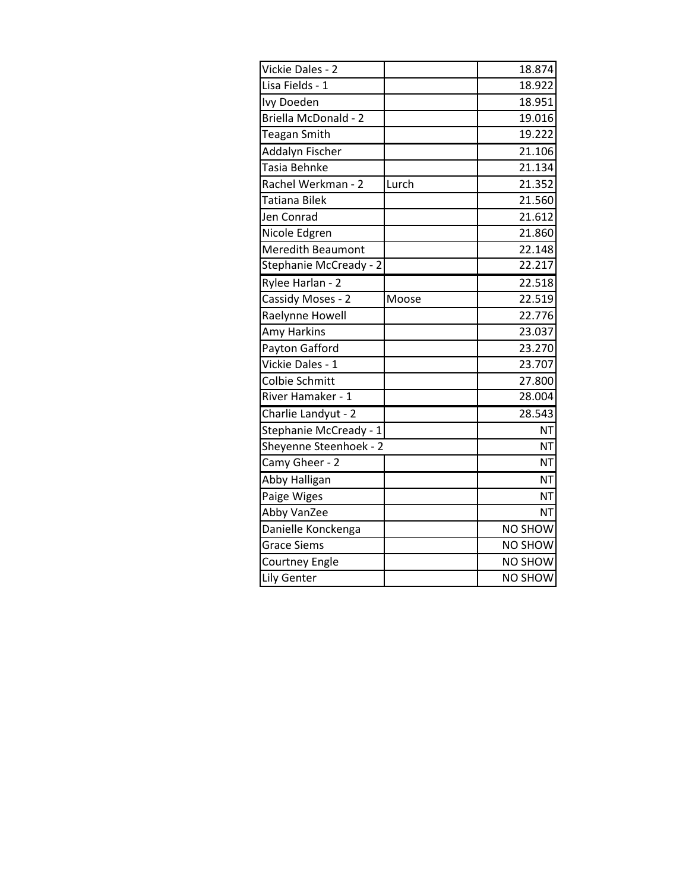| | | |
|---|---|---|
| Vickie Dales - 2 | | 18.874 |
| Lisa Fields - 1 | | 18.922 |
| Ivy Doeden | | 18.951 |
| Briella McDonald - 2 | | 19.016 |
| Teagan Smith | | 19.222 |
| Addalyn Fischer | | 21.106 |
| Tasia Behnke | | 21.134 |
| Rachel Werkman - 2 | Lurch | 21.352 |
| Tatiana Bilek | | 21.560 |
| Jen Conrad | | 21.612 |
| Nicole Edgren | | 21.860 |
| Meredith Beaumont | | 22.148 |
| Stephanie McCready - 2 | | 22.217 |
| Rylee Harlan - 2 | | 22.518 |
| Cassidy Moses - 2 | Moose | 22.519 |
| Raelynne Howell | | 22.776 |
| Amy Harkins | | 23.037 |
| Payton Gafford | | 23.270 |
| Vickie Dales - 1 | | 23.707 |
| Colbie Schmitt | | 27.800 |
| River Hamaker - 1 | | 28.004 |
| Charlie Landyut - 2 | | 28.543 |
| Stephanie McCready - 1 | | NT |
| Sheyenne Steenhoek - 2 | | NT |
| Camy Gheer - 2 | | NT |
| Abby Halligan | | NT |
| Paige Wiges | | NT |
| Abby VanZee | | NT |
| Danielle Konckenga | | NO SHOW |
| Grace Siems | | NO SHOW |
| Courtney Engle | | NO SHOW |
| Lily Genter | | NO SHOW |